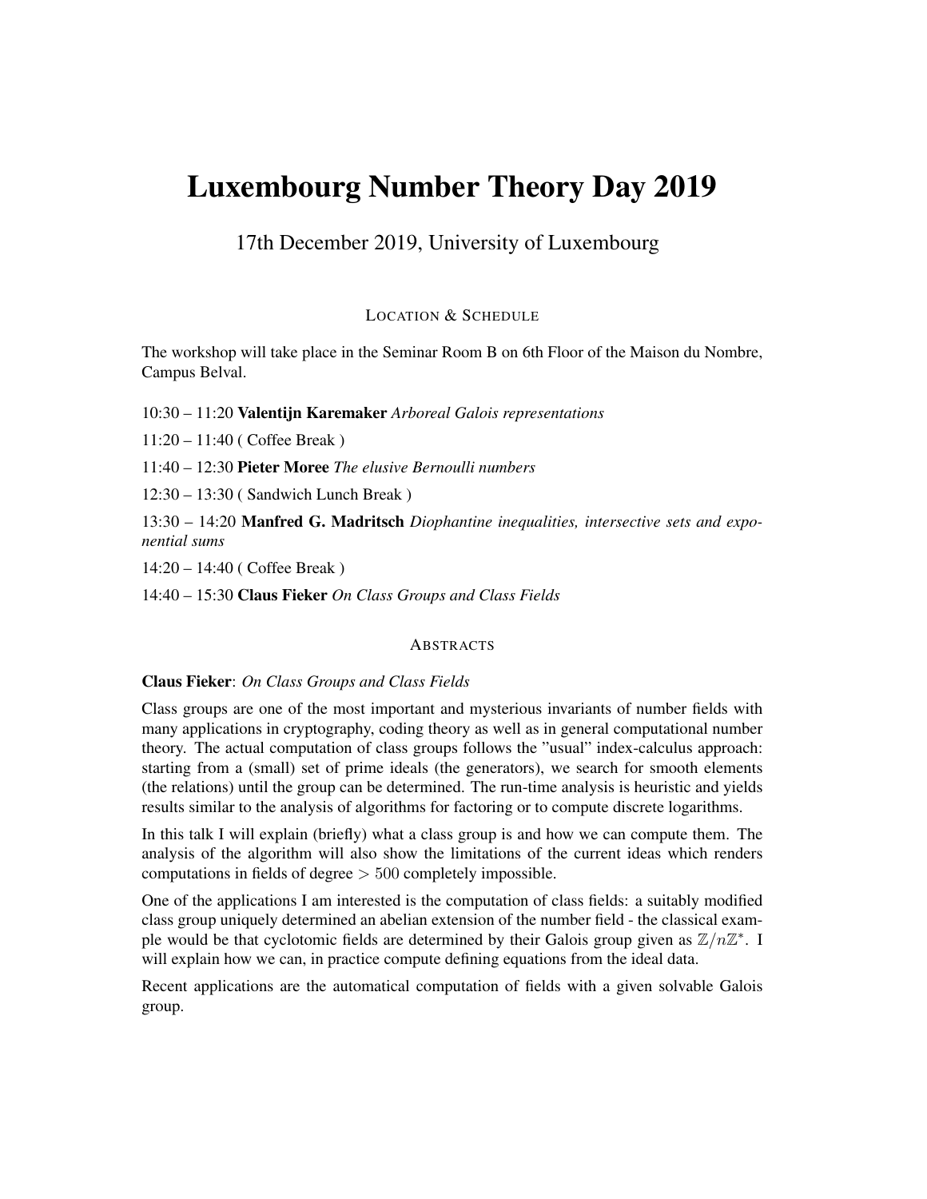# Luxembourg Number Theory Day 2019

17th December 2019, University of Luxembourg

## Location & Schedule

The workshop will take place in the Seminar Room B on 6th Floor of the Maison du Nombre, Campus Belval.

10:30 – 11:20 **Valentijn Karemaker** *Arboreal Galois representations*

11:20 – 11:40 ( Coffee Break )

11:40 – 12:30 **Pieter Moree** *The elusive Bernoulli numbers*

12:30 – 13:30 ( Sandwich Lunch Break )

13:30 – 14:20 **Manfred G. Madritsch** *Diophantine inequalities, intersective sets and exponential sums*

14:20 – 14:40 ( Coffee Break )

14:40 – 15:30 **Claus Fieker** *On Class Groups and Class Fields*

## Abstracts

**Claus Fieker**: *On Class Groups and Class Fields*

Class groups are one of the most important and mysterious invariants of number fields with many applications in cryptography, coding theory as well as in general computational number theory. The actual computation of class groups follows the "usual" index-calculus approach: starting from a (small) set of prime ideals (the generators), we search for smooth elements (the relations) until the group can be determined. The run-time analysis is heuristic and yields results similar to the analysis of algorithms for factoring or to compute discrete logarithms.

In this talk I will explain (briefly) what a class group is and how we can compute them. The analysis of the algorithm will also show the limitations of the current ideas which renders computations in fields of degree $> 500$ completely impossible.

One of the applications I am interested is the computation of class fields: a suitably modified class group uniquely determined an abelian extension of the number field - the classical example would be that cyclotomic fields are determined by their Galois group given as $\mathbb{Z}/n\mathbb{Z}^*$. I will explain how we can, in practice compute defining equations from the ideal data.

Recent applications are the automatical computation of fields with a given solvable Galois group.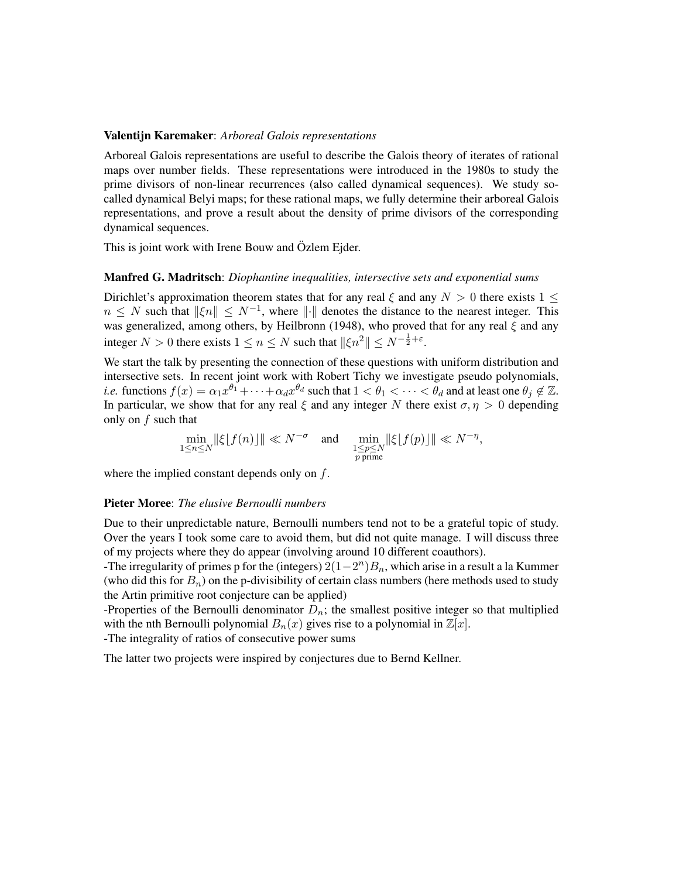**Valentijn Karemaker**: *Arboreal Galois representations*

Arboreal Galois representations are useful to describe the Galois theory of iterates of rational maps over number fields. These representations were introduced in the 1980s to study the prime divisors of non-linear recurrences (also called dynamical sequences). We study so-called dynamical Belyi maps; for these rational maps, we fully determine their arboreal Galois representations, and prove a result about the density of prime divisors of the corresponding dynamical sequences.

This is joint work with Irene Bouw and Özlem Ejder.

**Manfred G. Madritsch**: *Diophantine inequalities, intersective sets and exponential sums*

Dirichlet's approximation theorem states that for any real $\xi$ and any $N > 0$ there exists $1 \leq n \leq N$ such that $\|\xi n\| \leq N^{-1}$, where $\|\cdot\|$ denotes the distance to the nearest integer. This was generalized, among others, by Heilbronn (1948), who proved that for any real $\xi$ and any integer $N > 0$ there exists $1 \leq n \leq N$ such that $\|\xi n^2\| \leq N^{-\frac{1}{2}+\varepsilon}$.

We start the talk by presenting the connection of these questions with uniform distribution and intersective sets. In recent joint work with Robert Tichy we investigate pseudo polynomials, *i.e.* functions $f(x) = \alpha_1 x^{\theta_1} + \cdots + \alpha_d x^{\theta_d}$ such that $1 < \theta_1 < \cdots < \theta_d$ and at least one $\theta_j \notin \mathbb{Z}$. In particular, we show that for any real $\xi$ and any integer $N$ there exist $\sigma, \eta > 0$ depending only on $f$ such that

$$\min_{1 \leq n \leq N} \|\xi \lfloor f(n) \rfloor\| \ll N^{-\sigma} \quad \text{and} \quad \min_{\substack{1 \leq p \leq N \\ p \text{ prime}}} \|\xi \lfloor f(p) \rfloor\| \ll N^{-\eta},$$

where the implied constant depends only on $f$.

**Pieter Moree**: *The elusive Bernoulli numbers*

Due to their unpredictable nature, Bernoulli numbers tend not to be a grateful topic of study. Over the years I took some care to avoid them, but did not quite manage. I will discuss three of my projects where they do appear (involving around 10 different coauthors).

-The irregularity of primes p for the (integers) $2(1-2^n)B_n$, which arise in a result a la Kummer (who did this for $B_n$) on the p-divisibility of certain class numbers (here methods used to study the Artin primitive root conjecture can be applied)

-Properties of the Bernoulli denominator $D_n$; the smallest positive integer so that multiplied with the nth Bernoulli polynomial $B_n(x)$ gives rise to a polynomial in $\mathbb{Z}[x]$.

-The integrality of ratios of consecutive power sums

The latter two projects were inspired by conjectures due to Bernd Kellner.